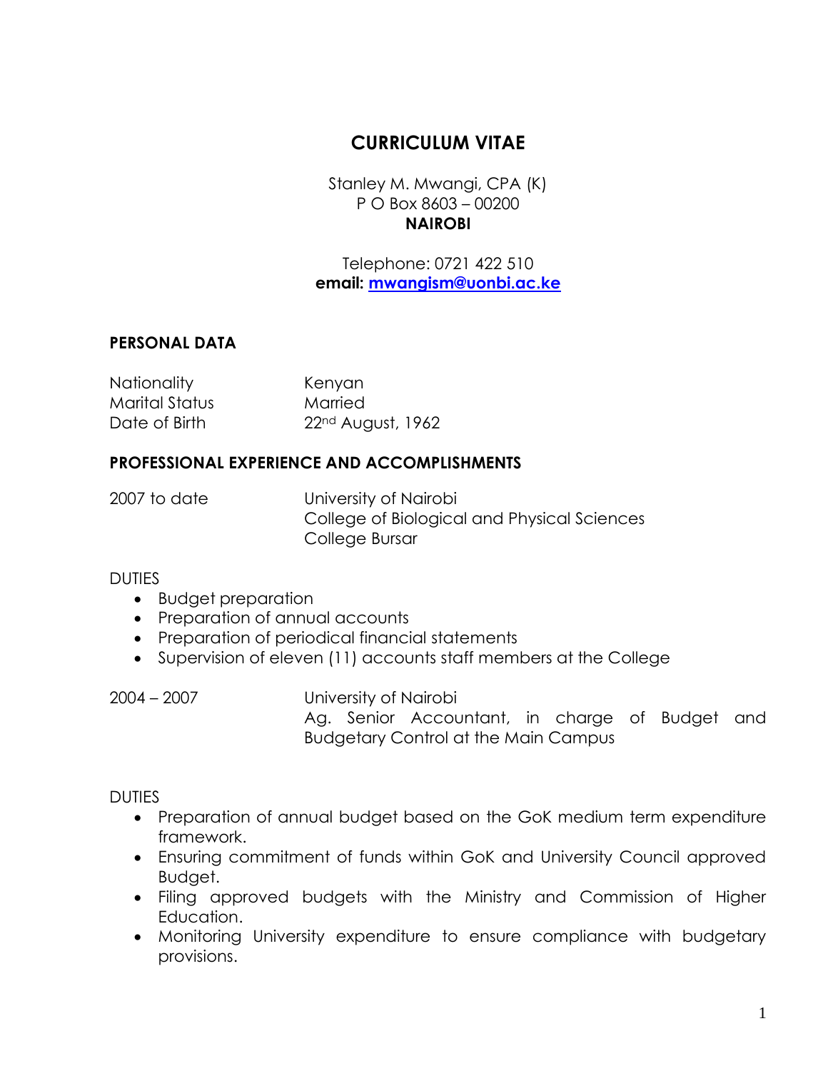# CURRICULUM VITAE

Stanley M. Mwangi, CPA (K)
P O Box 8603 – 00200
**NAIROBI**

Telephone: 0721 422 510
**email: mwangism@uonbi.ac.ke**

## PERSONAL DATA

| | |
|---|---|
| Nationality | Kenyan |
| Marital Status | Married |
| Date of Birth | 22nd August, 1962 |

## PROFESSIONAL EXPERIENCE AND ACCOMPLISHMENTS

**2007 to date**
University of Nairobi
College of Biological and Physical Sciences
College Bursar

DUTIES

- Budget preparation
- Preparation of annual accounts
- Preparation of periodical financial statements
- Supervision of eleven (11) accounts staff members at the College

**2004 – 2007**
University of Nairobi
Ag. Senior Accountant, in charge of Budget and Budgetary Control at the Main Campus

DUTIES

- Preparation of annual budget based on the GoK medium term expenditure framework.
- Ensuring commitment of funds within GoK and University Council approved Budget.
- Filing approved budgets with the Ministry and Commission of Higher Education.
- Monitoring University expenditure to ensure compliance with budgetary provisions.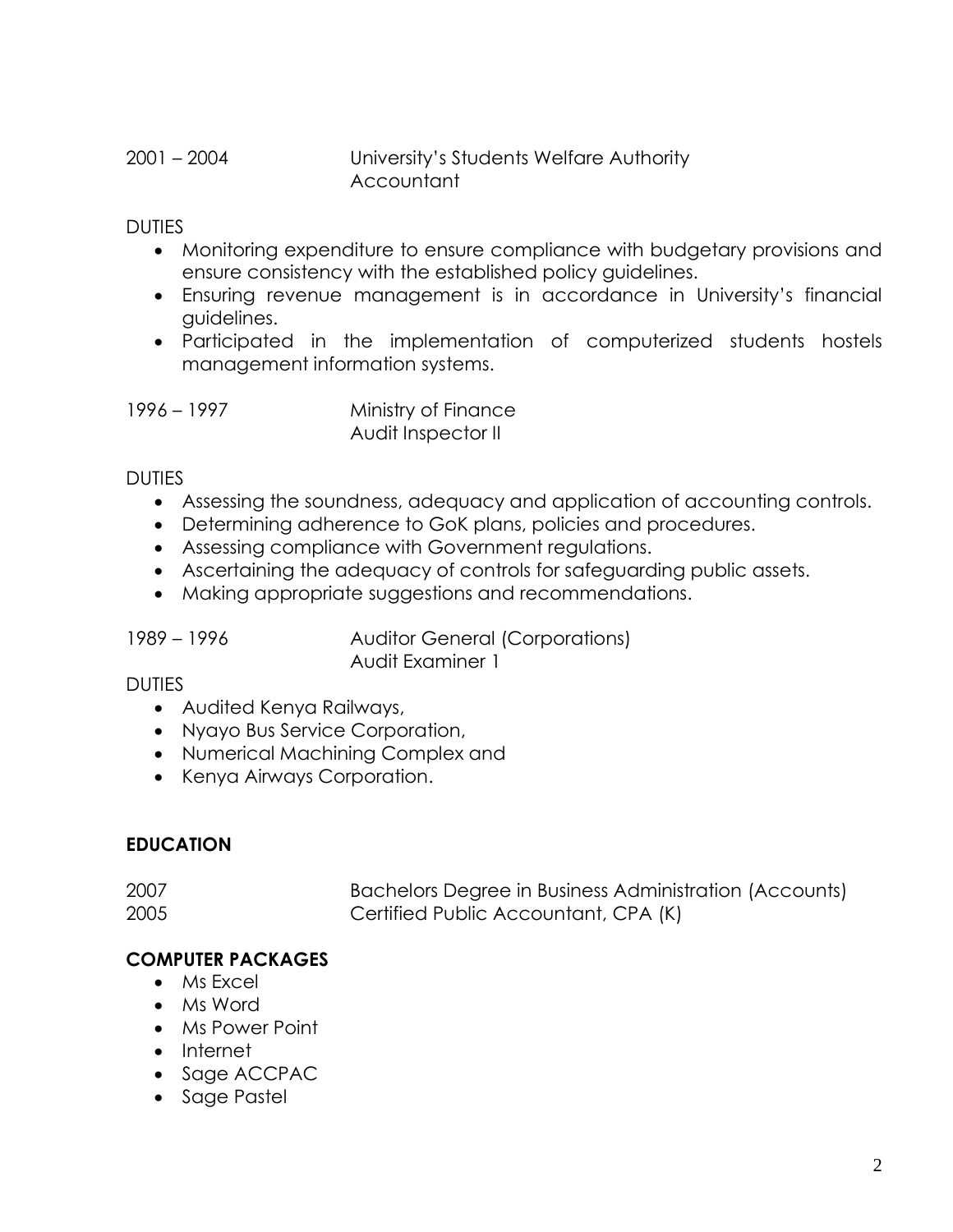2001 – 2004 University's Students Welfare Authority
Accountant

DUTIES

- Monitoring expenditure to ensure compliance with budgetary provisions and ensure consistency with the established policy guidelines.
- Ensuring revenue management is in accordance in University's financial guidelines.
- Participated in the implementation of computerized students hostels management information systems.

1996 – 1997 Ministry of Finance
Audit Inspector II

DUTIES

- Assessing the soundness, adequacy and application of accounting controls.
- Determining adherence to GoK plans, policies and procedures.
- Assessing compliance with Government regulations.
- Ascertaining the adequacy of controls for safeguarding public assets.
- Making appropriate suggestions and recommendations.

1989 – 1996 Auditor General (Corporations)
Audit Examiner 1

DUTIES

- Audited Kenya Railways,
- Nyayo Bus Service Corporation,
- Numerical Machining Complex and
- Kenya Airways Corporation.

**EDUCATION**

2007 Bachelors Degree in Business Administration (Accounts)
2005 Certified Public Accountant, CPA (K)

**COMPUTER PACKAGES**

- Ms Excel
- Ms Word
- Ms Power Point
- Internet
- Sage ACCPAC
- Sage Pastel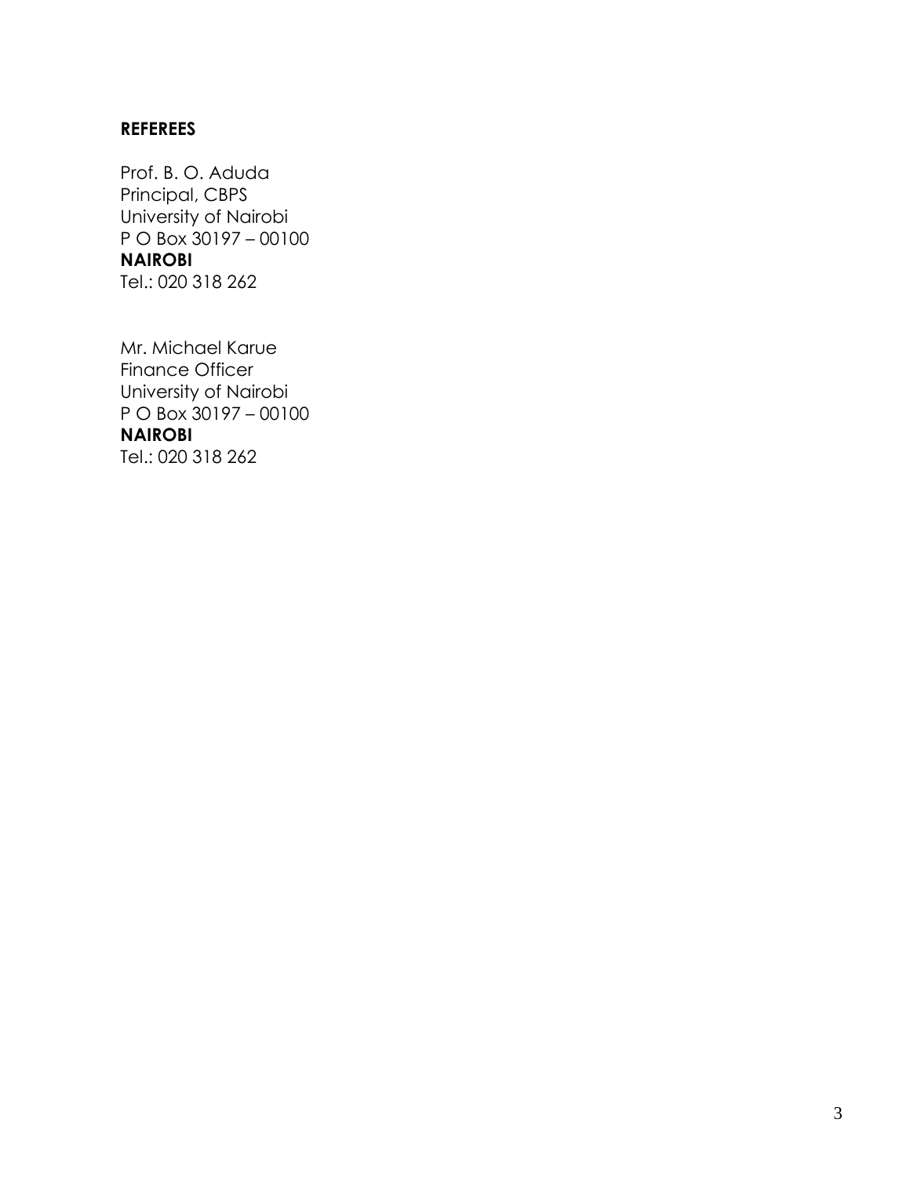**REFEREES**

Prof. B. O. Aduda  
Principal, CBPS  
University of Nairobi  
P O Box 30197 – 00100  
**NAIROBI**  
Tel.: 020 318 262

Mr. Michael Karue  
Finance Officer  
University of Nairobi  
P O Box 30197 – 00100  
**NAIROBI**  
Tel.: 020 318 262